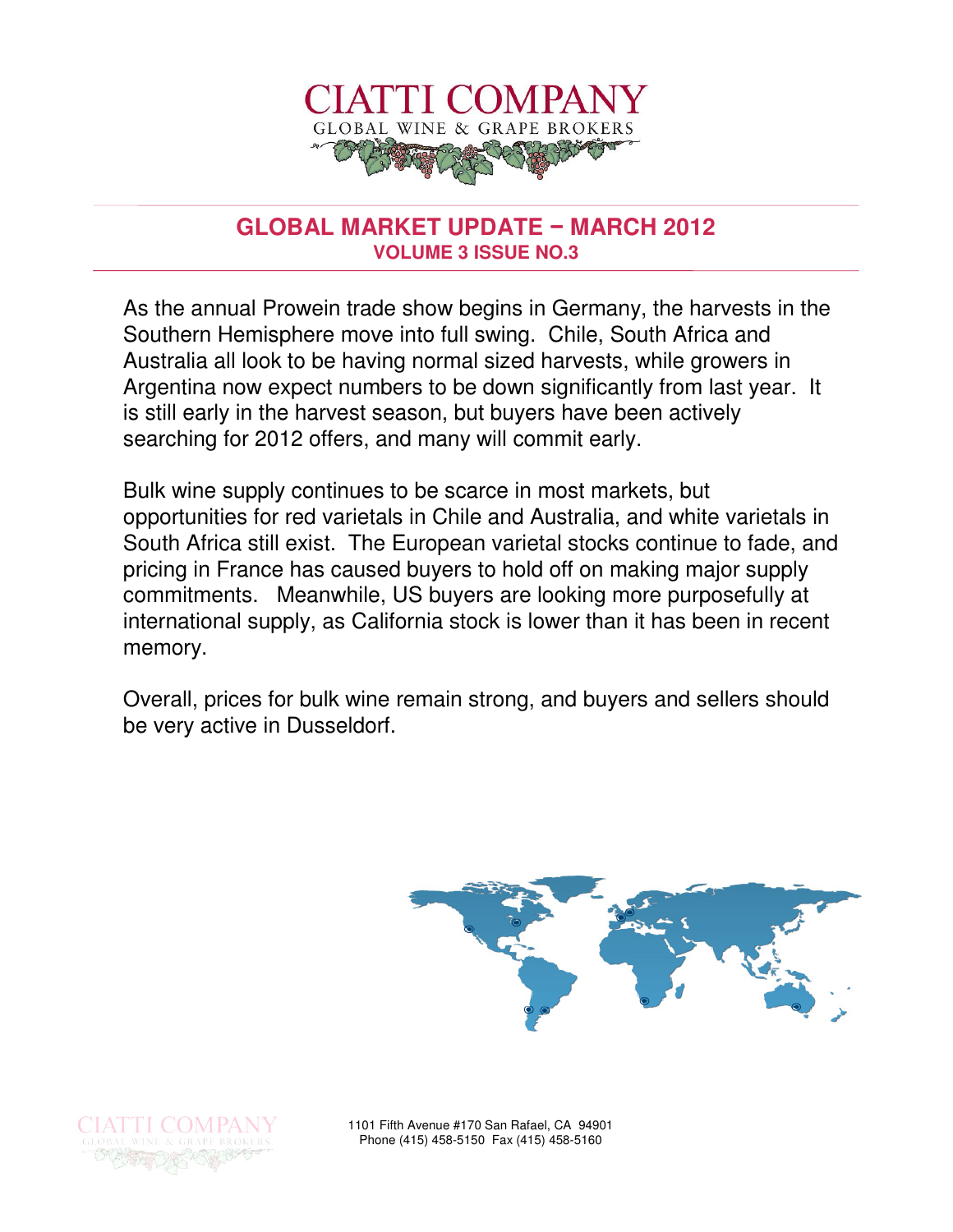# CIATTI COMPANY

GLOBAL WINE & GRAPE BROKERS

## GLOBAL MARKET UPDATE – MARCH 2012

### VOLUME 3 ISSUE NO.3

As the annual Prowein trade show begins in Germany, the harvests in the Southern Hemisphere move into full swing. Chile, South Africa and Australia all look to be having normal sized harvests, while growers in Argentina now expect numbers to be down significantly from last year. It is still early in the harvest season, but buyers have been actively searching for 2012 offers, and many will commit early.

Bulk wine supply continues to be scarce in most markets, but opportunities for red varietals in Chile and Australia, and white varietals in South Africa still exist. The European varietal stocks continue to fade, and pricing in France has caused buyers to hold off on making major supply commitments. Meanwhile, US buyers are looking more purposefully at international supply, as California stock is lower than it has been in recent memory.

Overall, prices for bulk wine remain strong, and buyers and sellers should be very active in Dusseldorf.

CIATTI COMPANY
GLOBAL WINE & GRAPE BROKERS

1101 Fifth Avenue #170 San Rafael, CA 94901
Phone (415) 458-5150 Fax (415) 458-5160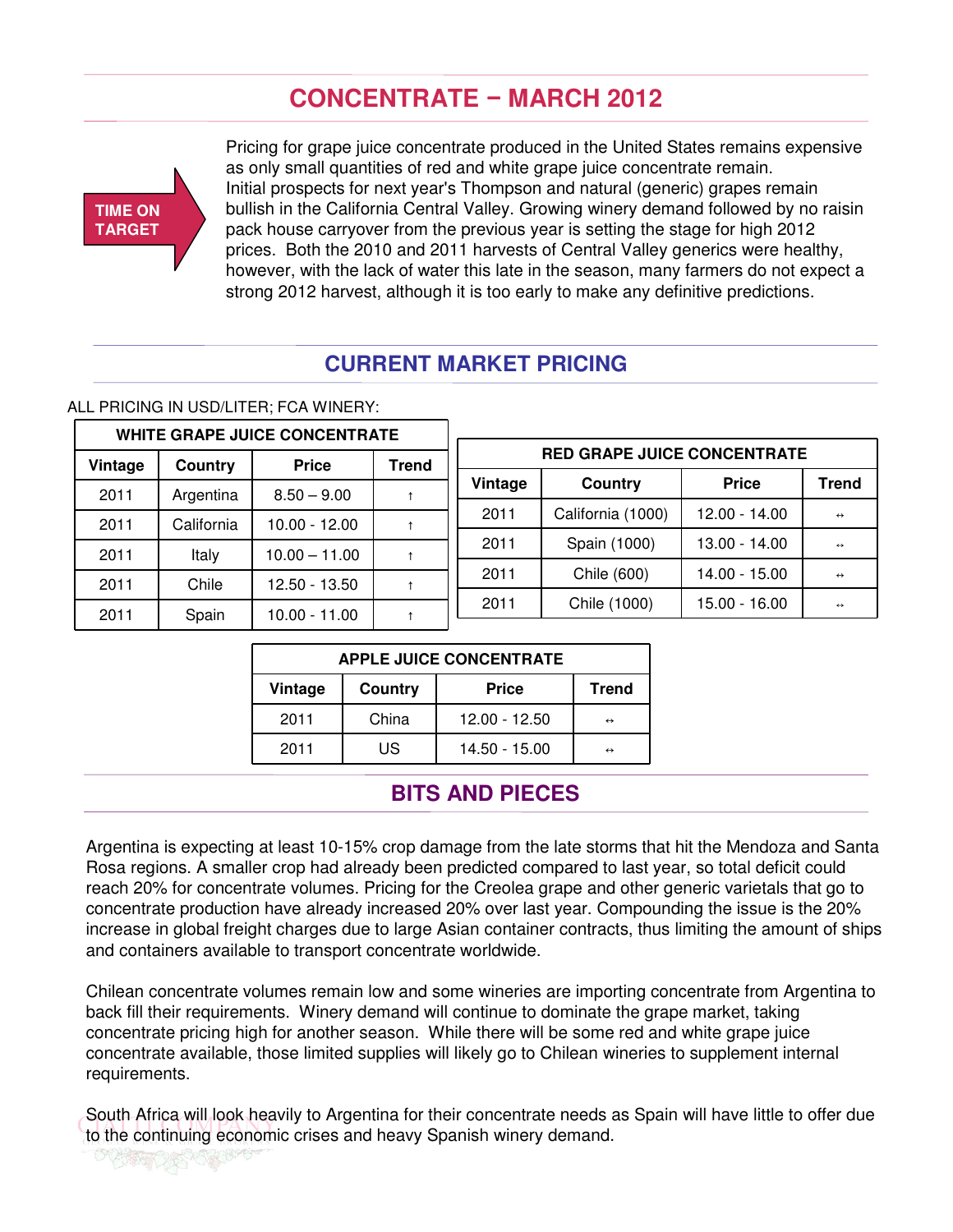# CONCENTRATE – MARCH 2012

**TIME ON TARGET**

Pricing for grape juice concentrate produced in the United States remains expensive as only small quantities of red and white grape juice concentrate remain. Initial prospects for next year's Thompson and natural (generic) grapes remain bullish in the California Central Valley. Growing winery demand followed by no raisin pack house carryover from the previous year is setting the stage for high 2012 prices. Both the 2010 and 2011 harvests of Central Valley generics were healthy, however, with the lack of water this late in the season, many farmers do not expect a strong 2012 harvest, although it is too early to make any definitive predictions.

## CURRENT MARKET PRICING

ALL PRICING IN USD/LITER; FCA WINERY:

| WHITE GRAPE JUICE CONCENTRATE | | | |
|---|---|---|---|
| Vintage | Country | Price | Trend |
| 2011 | Argentina | 8.50 – 9.00 | ↑ |
| 2011 | California | 10.00 - 12.00 | ↑ |
| 2011 | Italy | 10.00 – 11.00 | ↑ |
| 2011 | Chile | 12.50 - 13.50 | ↑ |
| 2011 | Spain | 10.00 - 11.00 | ↑ |

| RED GRAPE JUICE CONCENTRATE | | | |
|---|---|---|---|
| Vintage | Country | Price | Trend |
| 2011 | California (1000) | 12.00 - 14.00 | ↔ |
| 2011 | Spain (1000) | 13.00 - 14.00 | ↔ |
| 2011 | Chile (600) | 14.00 - 15.00 | ↔ |
| 2011 | Chile (1000) | 15.00 - 16.00 | ↔ |

| APPLE JUICE CONCENTRATE | | | |
|---|---|---|---|
| Vintage | Country | Price | Trend |
| 2011 | China | 12.00 - 12.50 | ↔ |
| 2011 | US | 14.50 - 15.00 | ↔ |

## BITS AND PIECES

Argentina is expecting at least 10-15% crop damage from the late storms that hit the Mendoza and Santa Rosa regions. A smaller crop had already been predicted compared to last year, so total deficit could reach 20% for concentrate volumes. Pricing for the Creolea grape and other generic varietals that go to concentrate production have already increased 20% over last year. Compounding the issue is the 20% increase in global freight charges due to large Asian container contracts, thus limiting the amount of ships and containers available to transport concentrate worldwide.

Chilean concentrate volumes remain low and some wineries are importing concentrate from Argentina to back fill their requirements. Winery demand will continue to dominate the grape market, taking concentrate pricing high for another season. While there will be some red and white grape juice concentrate available, those limited supplies will likely go to Chilean wineries to supplement internal requirements.

South Africa will look heavily to Argentina for their concentrate needs as Spain will have little to offer due to the continuing economic crises and heavy Spanish winery demand.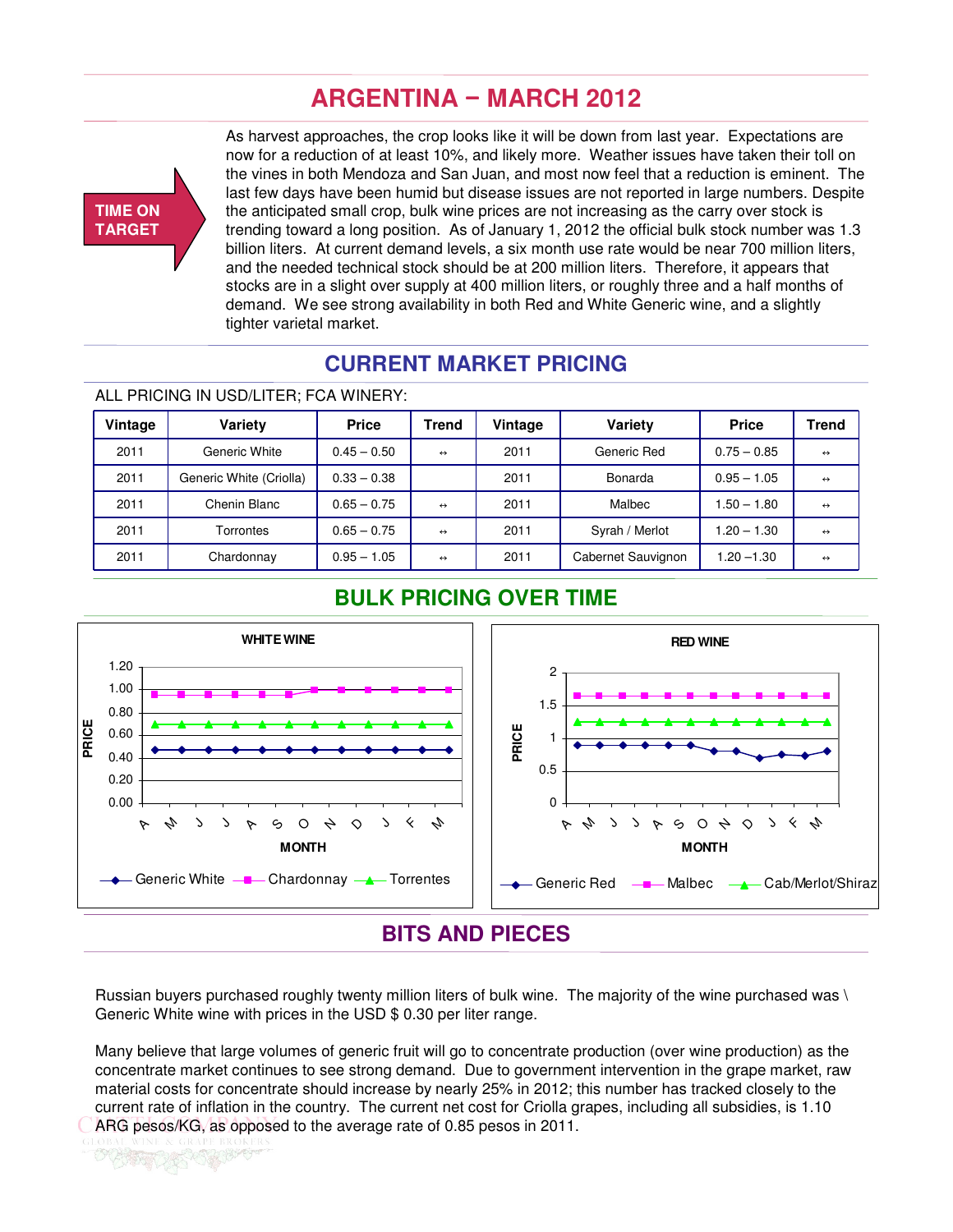# ARGENTINA – MARCH 2012

**TIME ON TARGET**

As harvest approaches, the crop looks like it will be down from last year. Expectations are now for a reduction of at least 10%, and likely more. Weather issues have taken their toll on the vines in both Mendoza and San Juan, and most now feel that a reduction is eminent. The last few days have been humid but disease issues are not reported in large numbers. Despite the anticipated small crop, bulk wine prices are not increasing as the carry over stock is trending toward a long position. As of January 1, 2012 the official bulk stock number was 1.3 billion liters. At current demand levels, a six month use rate would be near 700 million liters, and the needed technical stock should be at 200 million liters. Therefore, it appears that stocks are in a slight over supply at 400 million liters, or roughly three and a half months of demand. We see strong availability in both Red and White Generic wine, and a slightly tighter varietal market.

## CURRENT MARKET PRICING

ALL PRICING IN USD/LITER; FCA WINERY:

| Vintage | Variety | Price | Trend | Vintage | Variety | Price | Trend |
|---|---|---|---|---|---|---|---|
| 2011 | Generic White | 0.45 – 0.50 | ↔ | 2011 | Generic Red | 0.75 – 0.85 | ↔ |
| 2011 | Generic White (Criolla) | 0.33 – 0.38 | | 2011 | Bonarda | 0.95 – 1.05 | ↔ |
| 2011 | Chenin Blanc | 0.65 – 0.75 | ↔ | 2011 | Malbec | 1.50 – 1.80 | ↔ |
| 2011 | Torrontes | 0.65 – 0.75 | ↔ | 2011 | Syrah / Merlot | 1.20 – 1.30 | ↔ |
| 2011 | Chardonnay | 0.95 – 1.05 | ↔ | 2011 | Cabernet Sauvignon | 1.20 –1.30 | ↔ |

## BULK PRICING OVER TIME

**WHITE WINE** (Price by month, A–M: Generic White, Chardonnay, Torrentes)

**RED WINE** (Price by month, A–M: Generic Red, Malbec, Cab/Merlot/Shiraz)

## BITS AND PIECES

Russian buyers purchased roughly twenty million liters of bulk wine. The majority of the wine purchased was \ Generic White wine with prices in the USD $ 0.30 per liter range.

Many believe that large volumes of generic fruit will go to concentrate production (over wine production) as the concentrate market continues to see strong demand. Due to government intervention in the grape market, raw material costs for concentrate should increase by nearly 25% in 2012; this number has tracked closely to the current rate of inflation in the country. The current net cost for Criolla grapes, including all subsidies, is 1.10 ARG pesos/KG, as opposed to the average rate of 0.85 pesos in 2011.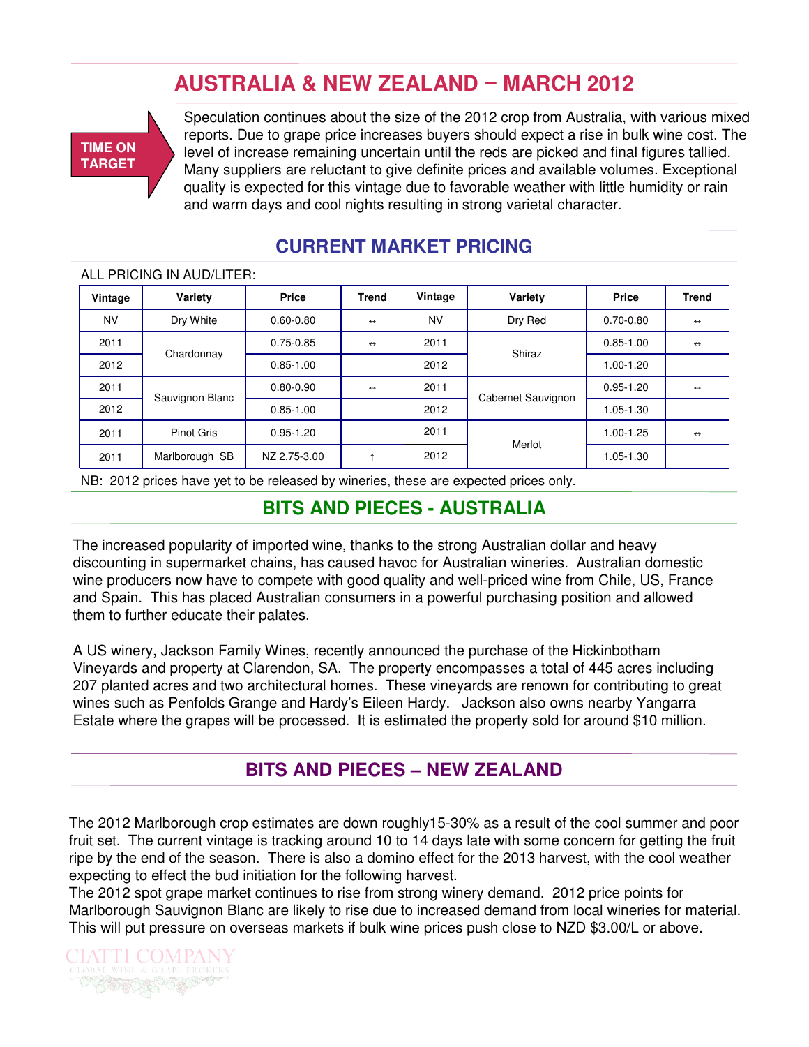# AUSTRALIA & NEW ZEALAND – MARCH 2012

**TIME ON TARGET**

Speculation continues about the size of the 2012 crop from Australia, with various mixed reports. Due to grape price increases buyers should expect a rise in bulk wine cost. The level of increase remaining uncertain until the reds are picked and final figures tallied. Many suppliers are reluctant to give definite prices and available volumes. Exceptional quality is expected for this vintage due to favorable weather with little humidity or rain and warm days and cool nights resulting in strong varietal character.

## CURRENT MARKET PRICING

ALL PRICING IN AUD/LITER:

| Vintage | Variety | Price | Trend | Vintage | Variety | Price | Trend |
|---|---|---|---|---|---|---|---|
| NV | Dry White | 0.60-0.80 | ↔ | NV | Dry Red | 0.70-0.80 | ↔ |
| 2011 | Chardonnay | 0.75-0.85 | ↔ | 2011 | Shiraz | 0.85-1.00 | ↔ |
| 2012 | | 0.85-1.00 | | 2012 | | 1.00-1.20 | |
| 2011 | Sauvignon Blanc | 0.80-0.90 | ↔ | 2011 | Cabernet Sauvignon | 0.95-1.20 | ↔ |
| 2012 | | 0.85-1.00 | | 2012 | | 1.05-1.30 | |
| 2011 | Pinot Gris | 0.95-1.20 | | 2011 | Merlot | 1.00-1.25 | ↔ |
| 2011 | Marlborough SB | NZ 2.75-3.00 | ↑ | 2012 | | 1.05-1.30 | |

NB: 2012 prices have yet to be released by wineries, these are expected prices only.

## BITS AND PIECES - AUSTRALIA

The increased popularity of imported wine, thanks to the strong Australian dollar and heavy discounting in supermarket chains, has caused havoc for Australian wineries. Australian domestic wine producers now have to compete with good quality and well-priced wine from Chile, US, France and Spain. This has placed Australian consumers in a powerful purchasing position and allowed them to further educate their palates.

A US winery, Jackson Family Wines, recently announced the purchase of the Hickinbotham Vineyards and property at Clarendon, SA. The property encompasses a total of 445 acres including 207 planted acres and two architectural homes. These vineyards are renown for contributing to great wines such as Penfolds Grange and Hardy's Eileen Hardy. Jackson also owns nearby Yangarra Estate where the grapes will be processed. It is estimated the property sold for around $10 million.

## BITS AND PIECES – NEW ZEALAND

The 2012 Marlborough crop estimates are down roughly15-30% as a result of the cool summer and poor fruit set. The current vintage is tracking around 10 to 14 days late with some concern for getting the fruit ripe by the end of the season. There is also a domino effect for the 2013 harvest, with the cool weather expecting to effect the bud initiation for the following harvest.
The 2012 spot grape market continues to rise from strong winery demand. 2012 price points for Marlborough Sauvignon Blanc are likely to rise due to increased demand from local wineries for material. This will put pressure on overseas markets if bulk wine prices push close to NZD $3.00/L or above.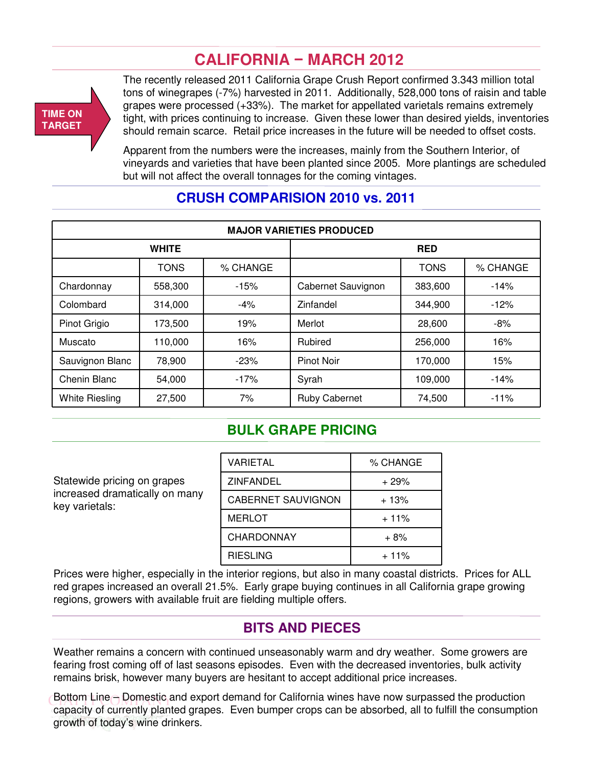# CALIFORNIA – MARCH 2012

**TIME ON TARGET**

The recently released 2011 California Grape Crush Report confirmed 3.343 million total tons of winegrapes (-7%) harvested in 2011. Additionally, 528,000 tons of raisin and table grapes were processed (+33%). The market for appellated varietals remains extremely tight, with prices continuing to increase. Given these lower than desired yields, inventories should remain scarce. Retail price increases in the future will be needed to offset costs.

Apparent from the numbers were the increases, mainly from the Southern Interior, of vineyards and varieties that have been planted since 2005. More plantings are scheduled but will not affect the overall tonnages for the coming vintages.

## CRUSH COMPARISION 2010 vs. 2011

| MAJOR VARIETIES PRODUCED | | | | | |
|---|---|---|---|---|---|
| WHITE | | | RED | | |
| | TONS | % CHANGE | | TONS | % CHANGE |
| Chardonnay | 558,300 | -15% | Cabernet Sauvignon | 383,600 | -14% |
| Colombard | 314,000 | -4% | Zinfandel | 344,900 | -12% |
| Pinot Grigio | 173,500 | 19% | Merlot | 28,600 | -8% |
| Muscato | 110,000 | 16% | Rubired | 256,000 | 16% |
| Sauvignon Blanc | 78,900 | -23% | Pinot Noir | 170,000 | 15% |
| Chenin Blanc | 54,000 | -17% | Syrah | 109,000 | -14% |
| White Riesling | 27,500 | 7% | Ruby Cabernet | 74,500 | -11% |

## BULK GRAPE PRICING

Statewide pricing on grapes increased dramatically on many key varietals:

| VARIETAL | % CHANGE |
|---|---|
| ZINFANDEL | + 29% |
| CABERNET SAUVIGNON | + 13% |
| MERLOT | + 11% |
| CHARDONNAY | + 8% |
| RIESLING | + 11% |

Prices were higher, especially in the interior regions, but also in many coastal districts. Prices for ALL red grapes increased an overall 21.5%. Early grape buying continues in all California grape growing regions, growers with available fruit are fielding multiple offers.

## BITS AND PIECES

Weather remains a concern with continued unseasonably warm and dry weather. Some growers are fearing frost coming off of last seasons episodes. Even with the decreased inventories, bulk activity remains brisk, however many buyers are hesitant to accept additional price increases.

Bottom Line – Domestic and export demand for California wines have now surpassed the production capacity of currently planted grapes. Even bumper crops can be absorbed, all to fulfill the consumption growth of today's wine drinkers.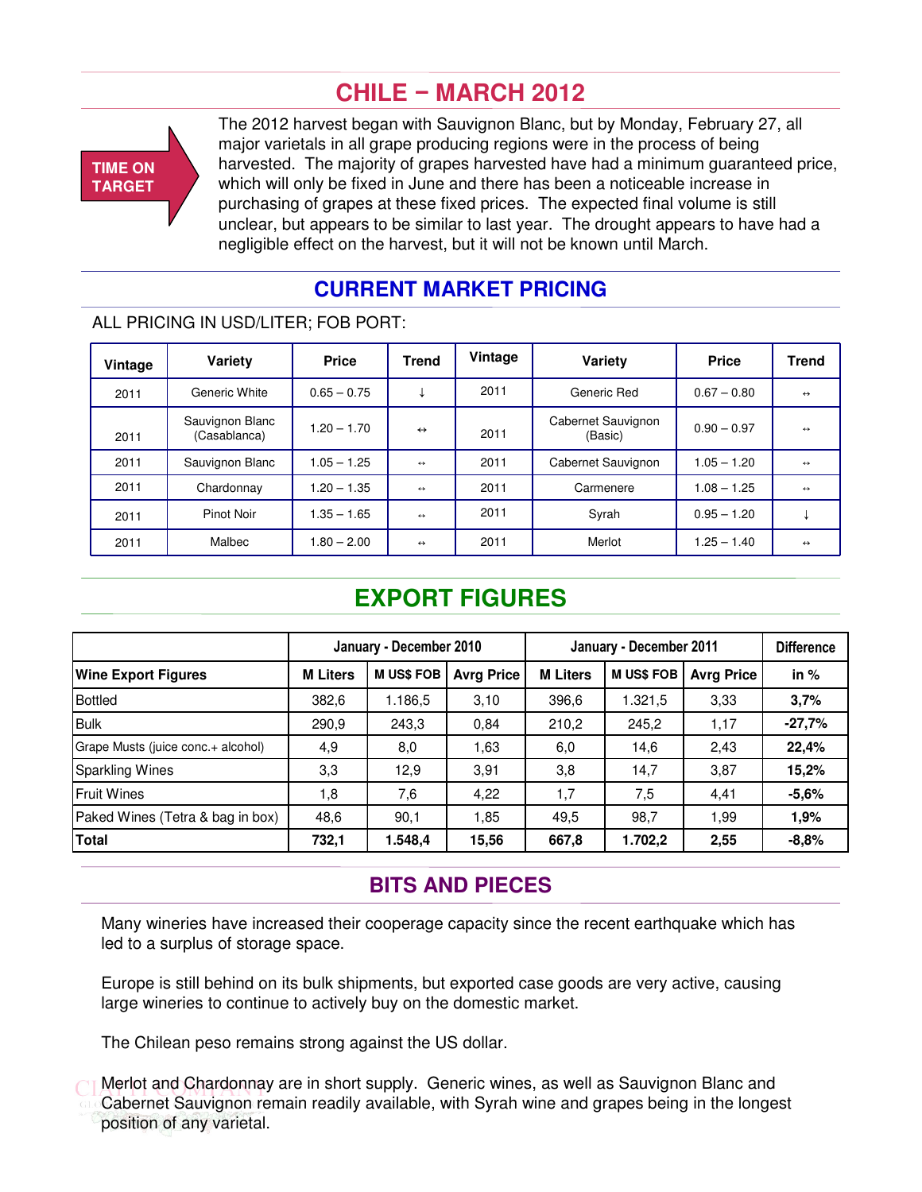# CHILE – MARCH 2012

TIME ON TARGET

The 2012 harvest began with Sauvignon Blanc, but by Monday, February 27, all major varietals in all grape producing regions were in the process of being harvested. The majority of grapes harvested have had a minimum guaranteed price, which will only be fixed in June and there has been a noticeable increase in purchasing of grapes at these fixed prices. The expected final volume is still unclear, but appears to be similar to last year. The drought appears to have had a negligible effect on the harvest, but it will not be known until March.

## CURRENT MARKET PRICING

ALL PRICING IN USD/LITER; FOB PORT:

| Vintage | Variety | Price | Trend | Vintage | Variety | Price | Trend |
|---|---|---|---|---|---|---|---|
| 2011 | Generic White | 0.65 – 0.75 | ↓ | 2011 | Generic Red | 0.67 – 0.80 | ↔ |
| 2011 | Sauvignon Blanc (Casablanca) | 1.20 – 1.70 | ↔ | 2011 | Cabernet Sauvignon (Basic) | 0.90 – 0.97 | ↔ |
| 2011 | Sauvignon Blanc | 1.05 – 1.25 | ↔ | 2011 | Cabernet Sauvignon | 1.05 – 1.20 | ↔ |
| 2011 | Chardonnay | 1.20 – 1.35 | ↔ | 2011 | Carmenere | 1.08 – 1.25 | ↔ |
| 2011 | Pinot Noir | 1.35 – 1.65 | ↔ | 2011 | Syrah | 0.95 – 1.20 | ↓ |
| 2011 | Malbec | 1.80 – 2.00 | ↔ | 2011 | Merlot | 1.25 – 1.40 | ↔ |

## EXPORT FIGURES

| | January - December 2010 | | | January - December 2011 | | | Difference |
|---|---|---|---|---|---|---|---|
| **Wine Export Figures** | **M Liters** | **M US$ FOB** | **Avrg Price** | **M Liters** | **M US$ FOB** | **Avrg Price** | **in %** |
| Bottled | 382,6 | 1.186,5 | 3,10 | 396,6 | 1.321,5 | 3,33 | **3,7%** |
| Bulk | 290,9 | 243,3 | 0,84 | 210,2 | 245,2 | 1,17 | **-27,7%** |
| Grape Musts (juice conc.+ alcohol) | 4,9 | 8,0 | 1,63 | 6,0 | 14,6 | 2,43 | **22,4%** |
| Sparkling Wines | 3,3 | 12,9 | 3,91 | 3,8 | 14,7 | 3,87 | **15,2%** |
| Fruit Wines | 1,8 | 7,6 | 4,22 | 1,7 | 7,5 | 4,41 | **-5,6%** |
| Paked Wines (Tetra & bag in box) | 48,6 | 90,1 | 1,85 | 49,5 | 98,7 | 1,99 | **1,9%** |
| **Total** | **732,1** | **1.548,4** | **15,56** | **667,8** | **1.702,2** | **2,55** | **-8,8%** |

## BITS AND PIECES

Many wineries have increased their cooperage capacity since the recent earthquake which has led to a surplus of storage space.

Europe is still behind on its bulk shipments, but exported case goods are very active, causing large wineries to continue to actively buy on the domestic market.

The Chilean peso remains strong against the US dollar.

Merlot and Chardonnay are in short supply. Generic wines, as well as Sauvignon Blanc and Cabernet Sauvignon remain readily available, with Syrah wine and grapes being in the longest position of any varietal.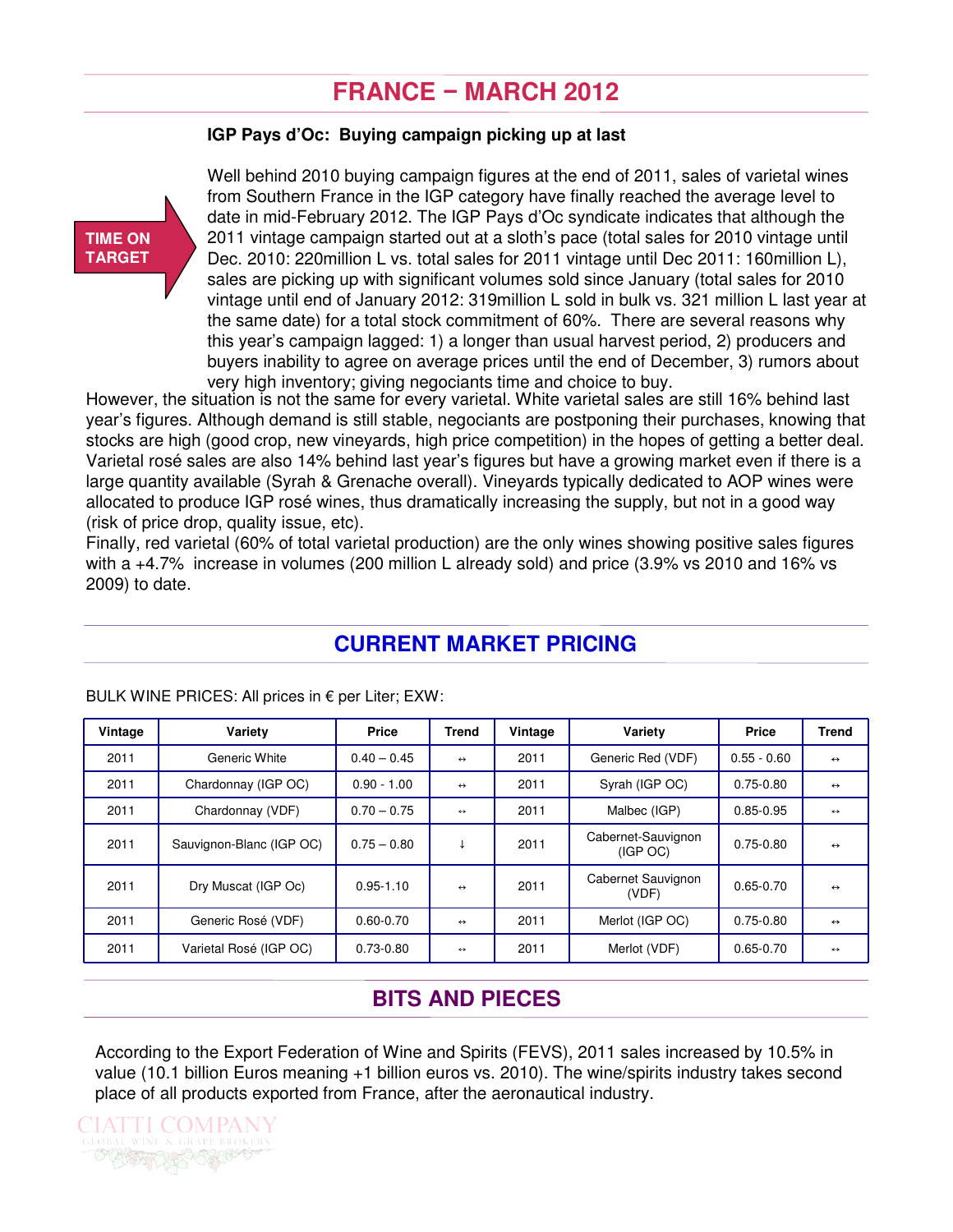# FRANCE – MARCH 2012

### IGP Pays d'Oc: Buying campaign picking up at last

TIME ON TARGET

Well behind 2010 buying campaign figures at the end of 2011, sales of varietal wines from Southern France in the IGP category have finally reached the average level to date in mid-February 2012. The IGP Pays d'Oc syndicate indicates that although the 2011 vintage campaign started out at a sloth's pace (total sales for 2010 vintage until Dec. 2010: 220million L vs. total sales for 2011 vintage until Dec 2011: 160million L), sales are picking up with significant volumes sold since January (total sales for 2010 vintage until end of January 2012: 319million L sold in bulk vs. 321 million L last year at the same date) for a total stock commitment of 60%. There are several reasons why this year's campaign lagged: 1) a longer than usual harvest period, 2) producers and buyers inability to agree on average prices until the end of December, 3) rumors about very high inventory; giving negociants time and choice to buy.

However, the situation is not the same for every varietal. White varietal sales are still 16% behind last year's figures. Although demand is still stable, negociants are postponing their purchases, knowing that stocks are high (good crop, new vineyards, high price competition) in the hopes of getting a better deal. Varietal rosé sales are also 14% behind last year's figures but have a growing market even if there is a large quantity available (Syrah & Grenache overall). Vineyards typically dedicated to AOP wines were allocated to produce IGP rosé wines, thus dramatically increasing the supply, but not in a good way (risk of price drop, quality issue, etc).

Finally, red varietal (60% of total varietal production) are the only wines showing positive sales figures with a +4.7% increase in volumes (200 million L already sold) and price (3.9% vs 2010 and 16% vs 2009) to date.

## CURRENT MARKET PRICING

BULK WINE PRICES: All prices in € per Liter; EXW:

| Vintage | Variety | Price | Trend | Vintage | Variety | Price | Trend |
|---|---|---|---|---|---|---|---|
| 2011 | Generic White | 0.40 – 0.45 | ↔ | 2011 | Generic Red (VDF) | 0.55 - 0.60 | ↔ |
| 2011 | Chardonnay (IGP OC) | 0.90 - 1.00 | ↔ | 2011 | Syrah (IGP OC) | 0.75-0.80 | ↔ |
| 2011 | Chardonnay (VDF) | 0.70 – 0.75 | ↔ | 2011 | Malbec (IGP) | 0.85-0.95 | ↔ |
| 2011 | Sauvignon-Blanc (IGP OC) | 0.75 – 0.80 | ↓ | 2011 | Cabernet-Sauvignon (IGP OC) | 0.75-0.80 | ↔ |
| 2011 | Dry Muscat (IGP Oc) | 0.95-1.10 | ↔ | 2011 | Cabernet Sauvignon (VDF) | 0.65-0.70 | ↔ |
| 2011 | Generic Rosé (VDF) | 0.60-0.70 | ↔ | 2011 | Merlot (IGP OC) | 0.75-0.80 | ↔ |
| 2011 | Varietal Rosé (IGP OC) | 0.73-0.80 | ↔ | 2011 | Merlot (VDF) | 0.65-0.70 | ↔ |

## BITS AND PIECES

According to the Export Federation of Wine and Spirits (FEVS), 2011 sales increased by 10.5% in value (10.1 billion Euros meaning +1 billion euros vs. 2010). The wine/spirits industry takes second place of all products exported from France, after the aeronautical industry.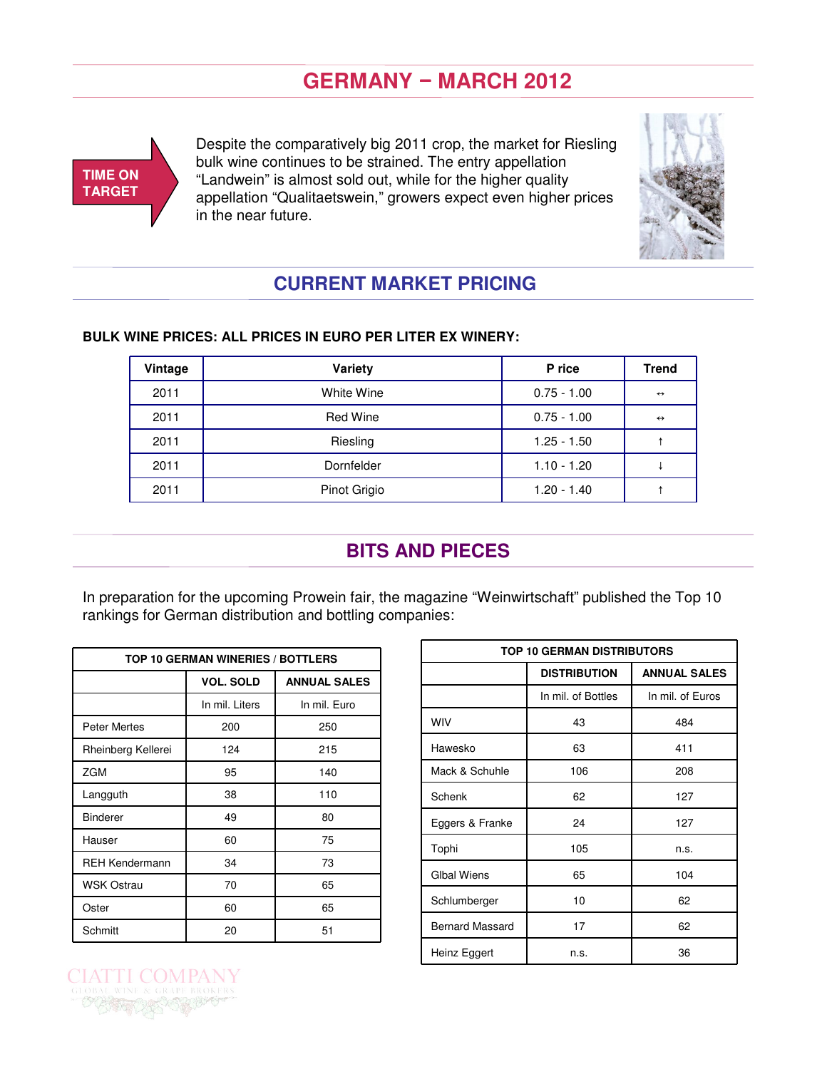# GERMANY – MARCH 2012

**TIME ON TARGET**

Despite the comparatively big 2011 crop, the market for Riesling bulk wine continues to be strained. The entry appellation "Landwein" is almost sold out, while for the higher quality appellation "Qualitaetswein," growers expect even higher prices in the near future.

## CURRENT MARKET PRICING

**BULK WINE PRICES: ALL PRICES IN EURO PER LITER EX WINERY:**

| Vintage | Variety | P rice | Trend |
|---|---|---|---|
| 2011 | White Wine | 0.75 - 1.00 | ↔ |
| 2011 | Red Wine | 0.75 - 1.00 | ↔ |
| 2011 | Riesling | 1.25 - 1.50 | ↑ |
| 2011 | Dornfelder | 1.10 - 1.20 | ↓ |
| 2011 | Pinot Grigio | 1.20 - 1.40 | ↑ |

## BITS AND PIECES

In preparation for the upcoming Prowein fair, the magazine "Weinwirtschaft" published the Top 10 rankings for German distribution and bottling companies:

| TOP 10 GERMAN WINERIES / BOTTLERS | | |
|---|---|---|
| | VOL. SOLD | ANNUAL SALES |
| | In mil. Liters | In mil. Euro |
| Peter Mertes | 200 | 250 |
| Rheinberg Kellerei | 124 | 215 |
| ZGM | 95 | 140 |
| Langguth | 38 | 110 |
| Binderer | 49 | 80 |
| Hauser | 60 | 75 |
| REH Kendermann | 34 | 73 |
| WSK Ostrau | 70 | 65 |
| Oster | 60 | 65 |
| Schmitt | 20 | 51 |

| TOP 10 GERMAN DISTRIBUTORS | | |
|---|---|---|
| | DISTRIBUTION | ANNUAL SALES |
| | In mil. of Bottles | In mil. of Euros |
| WIV | 43 | 484 |
| Hawesko | 63 | 411 |
| Mack & Schuhle | 106 | 208 |
| Schenk | 62 | 127 |
| Eggers & Franke | 24 | 127 |
| Tophi | 105 | n.s. |
| Glbal Wiens | 65 | 104 |
| Schlumberger | 10 | 62 |
| Bernard Massard | 17 | 62 |
| Heinz Eggert | n.s. | 36 |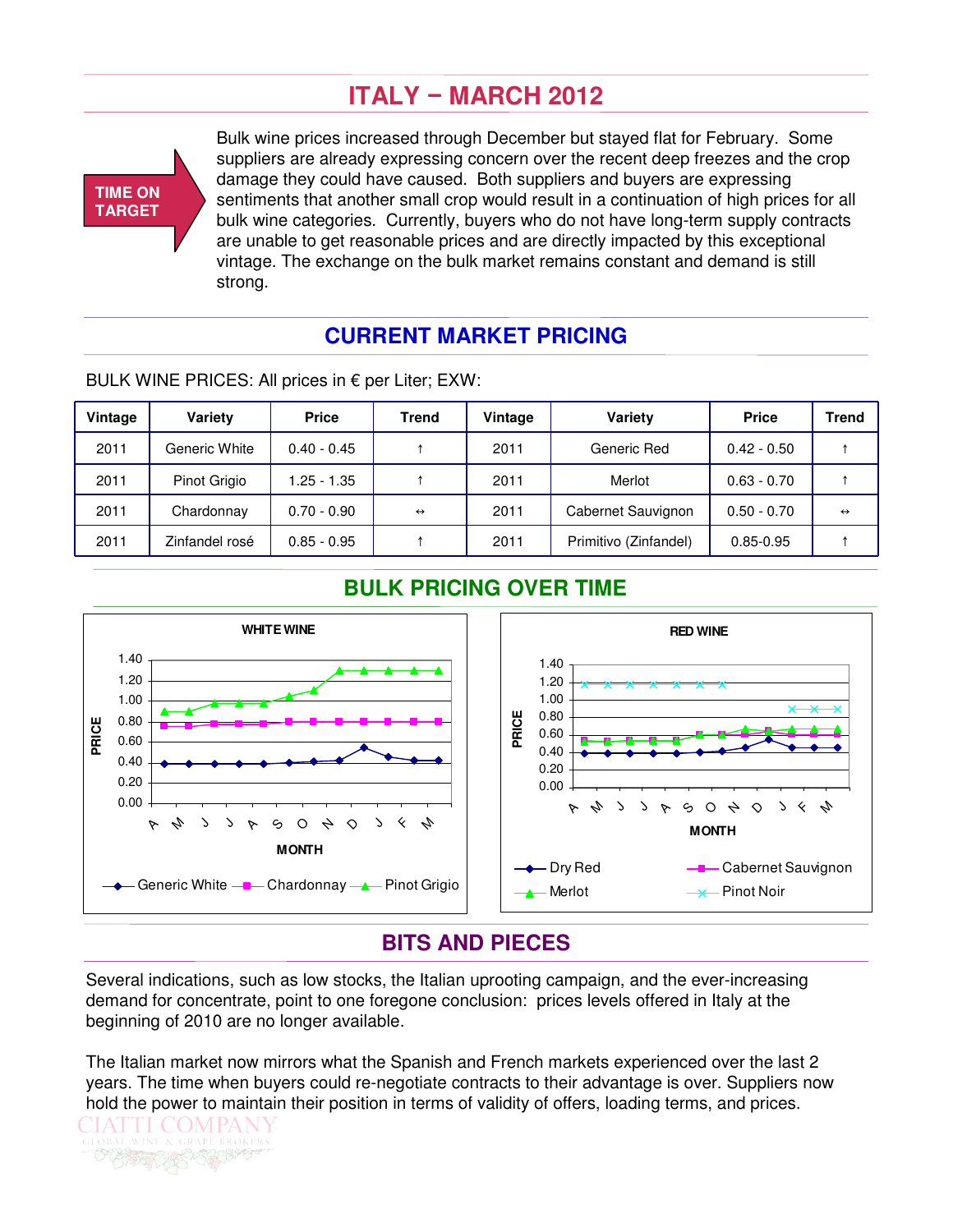# ITALY – MARCH 2012

**TIME ON TARGET**

Bulk wine prices increased through December but stayed flat for February. Some suppliers are already expressing concern over the recent deep freezes and the crop damage they could have caused. Both suppliers and buyers are expressing sentiments that another small crop would result in a continuation of high prices for all bulk wine categories. Currently, buyers who do not have long-term supply contracts are unable to get reasonable prices and are directly impacted by this exceptional vintage. The exchange on the bulk market remains constant and demand is still strong.

## CURRENT MARKET PRICING

BULK WINE PRICES: All prices in € per Liter; EXW:

| Vintage | Variety | Price | Trend | Vintage | Variety | Price | Trend |
|---|---|---|---|---|---|---|---|
| 2011 | Generic White | 0.40 - 0.45 | ↑ | 2011 | Generic Red | 0.42 - 0.50 | ↑ |
| 2011 | Pinot Grigio | 1.25 - 1.35 | ↑ | 2011 | Merlot | 0.63 - 0.70 | ↑ |
| 2011 | Chardonnay | 0.70 - 0.90 | ↔ | 2011 | Cabernet Sauvignon | 0.50 - 0.70 | ↔ |
| 2011 | Zinfandel rosé | 0.85 - 0.95 | ↑ | 2011 | Primitivo (Zinfandel) | 0.85-0.95 | ↑ |

## BULK PRICING OVER TIME

## BITS AND PIECES

Several indications, such as low stocks, the Italian uprooting campaign, and the ever-increasing demand for concentrate, point to one foregone conclusion: prices levels offered in Italy at the beginning of 2010 are no longer available.

The Italian market now mirrors what the Spanish and French markets experienced over the last 2 years. The time when buyers could re-negotiate contracts to their advantage is over. Suppliers now hold the power to maintain their position in terms of validity of offers, loading terms, and prices.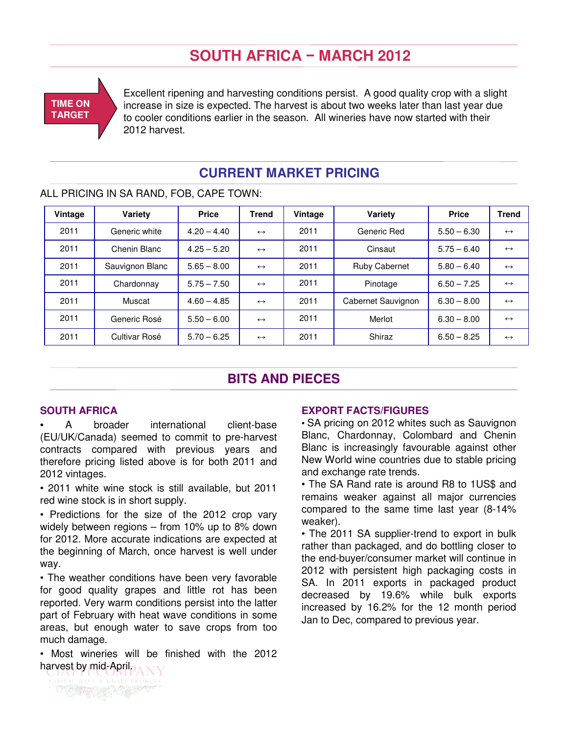# SOUTH AFRICA – MARCH 2012

**TIME ON TARGET**

Excellent ripening and harvesting conditions persist. A good quality crop with a slight increase in size is expected. The harvest is about two weeks later than last year due to cooler conditions earlier in the season. All wineries have now started with their 2012 harvest.

## CURRENT MARKET PRICING

ALL PRICING IN SA RAND, FOB, CAPE TOWN:

| Vintage | Variety | Price | Trend | Vintage | Variety | Price | Trend |
|---|---|---|---|---|---|---|---|
| 2011 | Generic white | 4.20 – 4.40 | ↔ | 2011 | Generic Red | 5.50 – 6.30 | ↔ |
| 2011 | Chenin Blanc | 4.25 – 5.20 | ↔ | 2011 | Cinsaut | 5.75 – 6.40 | ↔ |
| 2011 | Sauvignon Blanc | 5.65 – 8.00 | ↔ | 2011 | Ruby Cabernet | 5.80 – 6.40 | ↔ |
| 2011 | Chardonnay | 5.75 – 7.50 | ↔ | 2011 | Pinotage | 6.50 – 7.25 | ↔ |
| 2011 | Muscat | 4.60 – 4.85 | ↔ | 2011 | Cabernet Sauvignon | 6.30 – 8.00 | ↔ |
| 2011 | Generic Rosé | 5.50 – 6.00 | ↔ | 2011 | Merlot | 6.30 – 8.00 | ↔ |
| 2011 | Cultivar Rosé | 5.70 – 6.25 | ↔ | 2011 | Shiraz | 6.50 – 8.25 | ↔ |

## BITS AND PIECES

### SOUTH AFRICA

- A broader international client-base (EU/UK/Canada) seemed to commit to pre-harvest contracts compared with previous years and therefore pricing listed above is for both 2011 and 2012 vintages.
- 2011 white wine stock is still available, but 2011 red wine stock is in short supply.
- Predictions for the size of the 2012 crop vary widely between regions – from 10% up to 8% down for 2012. More accurate indications are expected at the beginning of March, once harvest is well under way.
- The weather conditions have been very favorable for good quality grapes and little rot has been reported. Very warm conditions persist into the latter part of February with heat wave conditions in some areas, but enough water to save crops from too much damage.
- Most wineries will be finished with the 2012 harvest by mid-April.

### EXPORT FACTS/FIGURES

- SA pricing on 2012 whites such as Sauvignon Blanc, Chardonnay, Colombard and Chenin Blanc is increasingly favourable against other New World wine countries due to stable pricing and exchange rate trends.
- The SA Rand rate is around R8 to 1US$ and remains weaker against all major currencies compared to the same time last year (8-14% weaker).
- The 2011 SA supplier-trend to export in bulk rather than packaged, and do bottling closer to the end-buyer/consumer market will continue in 2012 with persistent high packaging costs in SA. In 2011 exports in packaged product decreased by 19.6% while bulk exports increased by 16.2% for the 12 month period Jan to Dec, compared to previous year.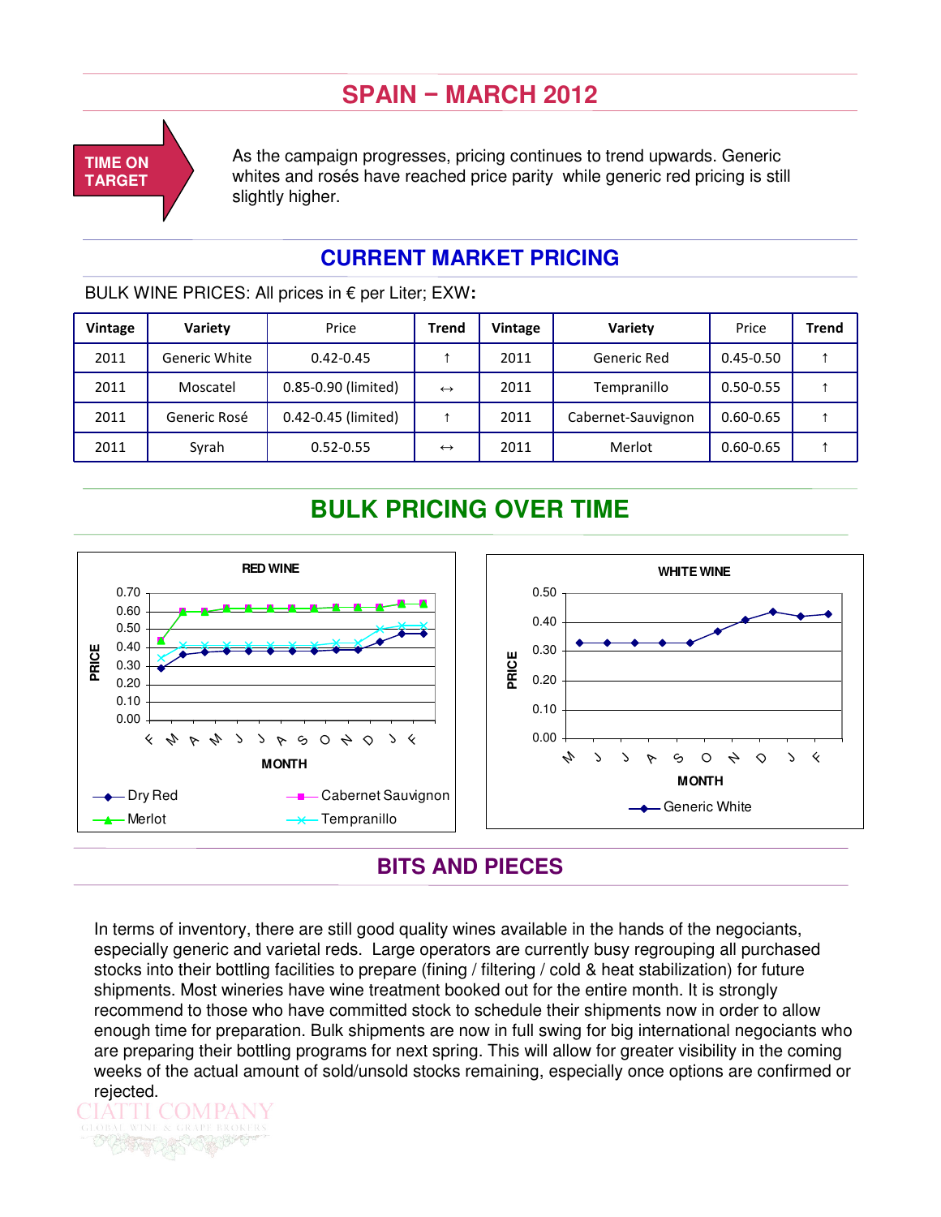## SPAIN – MARCH 2012

**TIME ON TARGET**

As the campaign progresses, pricing continues to trend upwards. Generic whites and rosés have reached price parity while generic red pricing is still slightly higher.

## CURRENT MARKET PRICING

BULK WINE PRICES: All prices in € per Liter; EXW:

| Vintage | Variety | Price | Trend | Vintage | Variety | Price | Trend |
|---|---|---|---|---|---|---|---|
| 2011 | Generic White | 0.42-0.45 | ↑ | 2011 | Generic Red | 0.45-0.50 | ↑ |
| 2011 | Moscatel | 0.85-0.90 (limited) | ↔ | 2011 | Tempranillo | 0.50-0.55 | ↑ |
| 2011 | Generic Rosé | 0.42-0.45 (limited) | ↑ | 2011 | Cabernet-Sauvignon | 0.60-0.65 | ↑ |
| 2011 | Syrah | 0.52-0.55 | ↔ | 2011 | Merlot | 0.60-0.65 | ↑ |

## BULK PRICING OVER TIME

## BITS AND PIECES

In terms of inventory, there are still good quality wines available in the hands of the negociants, especially generic and varietal reds. Large operators are currently busy regrouping all purchased stocks into their bottling facilities to prepare (fining / filtering / cold & heat stabilization) for future shipments. Most wineries have wine treatment booked out for the entire month. It is strongly recommend to those who have committed stock to schedule their shipments now in order to allow enough time for preparation. Bulk shipments are now in full swing for big international negociants who are preparing their bottling programs for next spring. This will allow for greater visibility in the coming weeks of the actual amount of sold/unsold stocks remaining, especially once options are confirmed or rejected.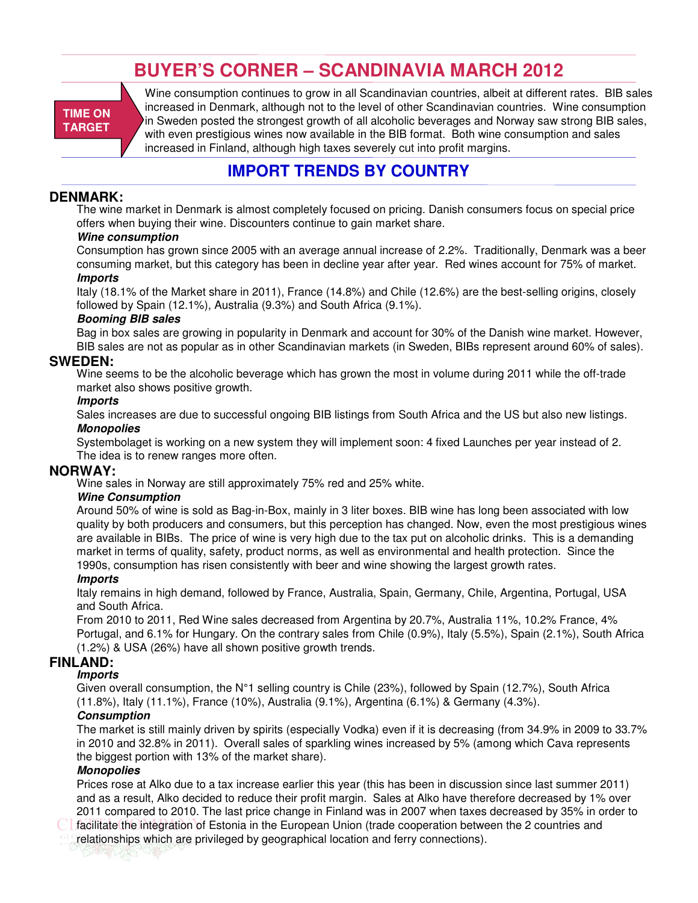# BUYER'S CORNER – SCANDINAVIA MARCH 2012

**TIME ON TARGET**

Wine consumption continues to grow in all Scandinavian countries, albeit at different rates. BIB sales increased in Denmark, although not to the level of other Scandinavian countries. Wine consumption in Sweden posted the strongest growth of all alcoholic beverages and Norway saw strong BIB sales, with even prestigious wines now available in the BIB format. Both wine consumption and sales increased in Finland, although high taxes severely cut into profit margins.

## IMPORT TRENDS BY COUNTRY

### DENMARK:

The wine market in Denmark is almost completely focused on pricing. Danish consumers focus on special price offers when buying their wine. Discounters continue to gain market share.

***Wine consumption***

Consumption has grown since 2005 with an average annual increase of 2.2%. Traditionally, Denmark was a beer consuming market, but this category has been in decline year after year. Red wines account for 75% of market.

***Imports***

Italy (18.1% of the Market share in 2011), France (14.8%) and Chile (12.6%) are the best-selling origins, closely followed by Spain (12.1%), Australia (9.3%) and South Africa (9.1%).

***Booming BIB sales***

Bag in box sales are growing in popularity in Denmark and account for 30% of the Danish wine market. However, BIB sales are not as popular as in other Scandinavian markets (in Sweden, BIBs represent around 60% of sales).

### SWEDEN:

Wine seems to be the alcoholic beverage which has grown the most in volume during 2011 while the off-trade market also shows positive growth.

***Imports***

Sales increases are due to successful ongoing BIB listings from South Africa and the US but also new listings.

***Monopolies***

Systembolaget is working on a new system they will implement soon: 4 fixed Launches per year instead of 2. The idea is to renew ranges more often.

### NORWAY:

Wine sales in Norway are still approximately 75% red and 25% white.

***Wine Consumption***

Around 50% of wine is sold as Bag-in-Box, mainly in 3 liter boxes. BIB wine has long been associated with low quality by both producers and consumers, but this perception has changed. Now, even the most prestigious wines are available in BIBs. The price of wine is very high due to the tax put on alcoholic drinks. This is a demanding market in terms of quality, safety, product norms, as well as environmental and health protection. Since the 1990s, consumption has risen consistently with beer and wine showing the largest growth rates.

***Imports***

Italy remains in high demand, followed by France, Australia, Spain, Germany, Chile, Argentina, Portugal, USA and South Africa.

From 2010 to 2011, Red Wine sales decreased from Argentina by 20.7%, Australia 11%, 10.2% France, 4% Portugal, and 6.1% for Hungary. On the contrary sales from Chile (0.9%), Italy (5.5%), Spain (2.1%), South Africa (1.2%) & USA (26%) have all shown positive growth trends.

### FINLAND:

***Imports***

Given overall consumption, the N°1 selling country is Chile (23%), followed by Spain (12.7%), South Africa (11.8%), Italy (11.1%), France (10%), Australia (9.1%), Argentina (6.1%) & Germany (4.3%).

***Consumption***

The market is still mainly driven by spirits (especially Vodka) even if it is decreasing (from 34.9% in 2009 to 33.7% in 2010 and 32.8% in 2011). Overall sales of sparkling wines increased by 5% (among which Cava represents the biggest portion with 13% of the market share).

***Monopolies***

Prices rose at Alko due to a tax increase earlier this year (this has been in discussion since last summer 2011) and as a result, Alko decided to reduce their profit margin. Sales at Alko have therefore decreased by 1% over 2011 compared to 2010. The last price change in Finland was in 2007 when taxes decreased by 35% in order to facilitate the integration of Estonia in the European Union (trade cooperation between the 2 countries and relationships which are privileged by geographical location and ferry connections).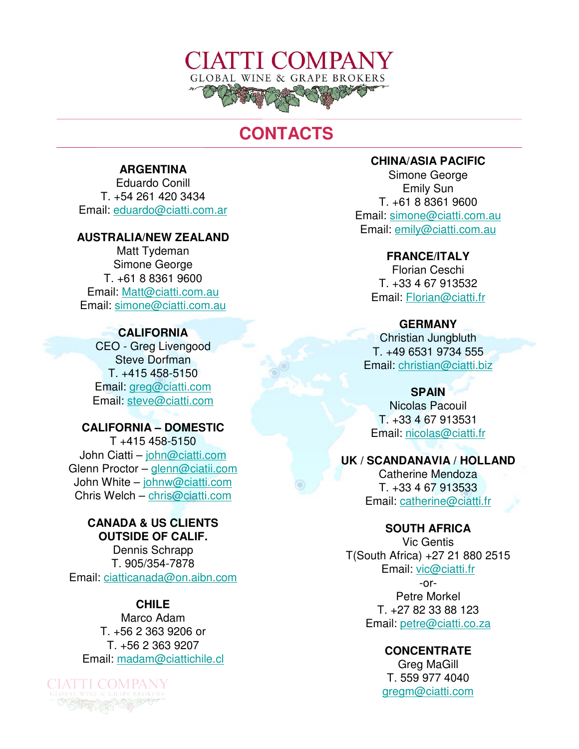# CIATTI COMPANY

GLOBAL WINE & GRAPE BROKERS

## CONTACTS

**ARGENTINA**
Eduardo Conill
T. +54 261 420 3434
Email: eduardo@ciatti.com.ar

**AUSTRALIA/NEW ZEALAND**
Matt Tydeman
Simone George
T. +61 8 8361 9600
Email: Matt@ciatti.com.au
Email: simone@ciatti.com.au

**CALIFORNIA**
CEO - Greg Livengood
Steve Dorfman
T. +415 458-5150
Email: greg@ciatti.com
Email: steve@ciatti.com

**CALIFORNIA – DOMESTIC**
T +415 458-5150
John Ciatti – john@ciatti.com
Glenn Proctor – glenn@ciatii.com
John White – johnw@ciatti.com
Chris Welch – chris@ciatti.com

**CANADA & US CLIENTS OUTSIDE OF CALIF.**
Dennis Schrapp
T. 905/354-7878
Email: ciatticanada@on.aibn.com

**CHILE**
Marco Adam
T. +56 2 363 9206 or
T. +56 2 363 9207
Email: madam@ciattichile.cl

**CHINA/ASIA PACIFIC**
Simone George
Emily Sun
T. +61 8 8361 9600
Email: simone@ciatti.com.au
Email: emily@ciatti.com.au

**FRANCE/ITALY**
Florian Ceschi
T. +33 4 67 913532
Email: Florian@ciatti.fr

**GERMANY**
Christian Jungbluth
T. +49 6531 9734 555
Email: christian@ciatti.biz

**SPAIN**
Nicolas Pacouil
T. +33 4 67 913531
Email: nicolas@ciatti.fr

**UK / SCANDANAVIA / HOLLAND**
Catherine Mendoza
T. +33 4 67 913533
Email: catherine@ciatti.fr

**SOUTH AFRICA**
Vic Gentis
T(South Africa) +27 21 880 2515
Email: vic@ciatti.fr
-or-
Petre Morkel
T. +27 82 33 88 123
Email: petre@ciatti.co.za

**CONCENTRATE**
Greg MaGill
T. 559 977 4040
gregm@ciatti.com